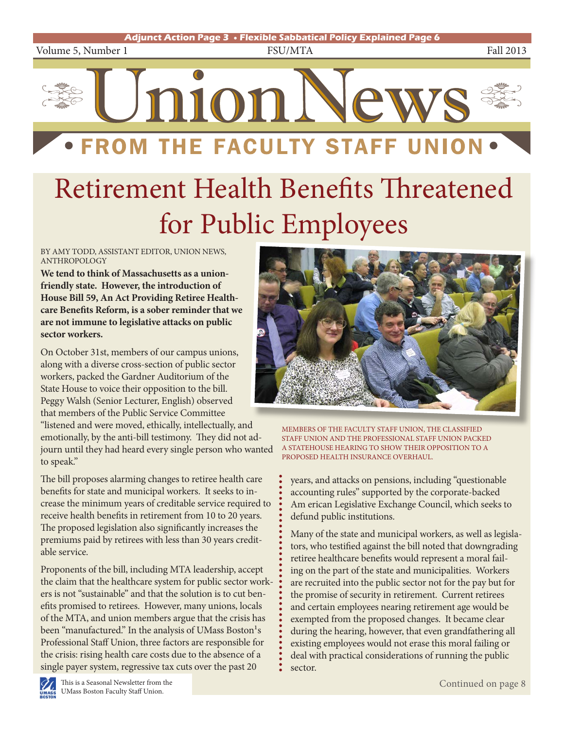Adjunct Action Page 3 • Flexible Sabbatical Policy Explained Page 6

Volume 5, Number 1 FSU/MTA Fall 2013

# Union News

## • FROM THE FACULTY STAFF UNION •

# Retirement Health Benefits Threatened for Public Employees

BY AMY TODD, ASSISTANT EDITOR, UNION NEWS, ANTHROPOLOGY

**We tend to think of Massachusetts as a union-friendly state. However, the introduction of House Bill 59, An Act Providing Retiree Health-care Benefits Reform, is a sober reminder that we are not immune to legislative attacks on public sector workers.**

On October 31st, members of our campus unions, along with a diverse cross-section of public sector workers, packed the Gardner Auditorium of the State House to voice their opposition to the bill. Peggy Walsh (Senior Lecturer, English) observed that members of the Public Service Committee "listened and were moved, ethically, intellectually, and emotionally, by the anti-bill testimony. They did not adjourn until they had heard every single person who wanted to speak."

MEMBERS OF THE FACULTY STAFF UNION, THE CLASSIFIED STAFF UNION AND THE PROFESSIONAL STAFF UNION PACKED A STATEHOUSE HEARING TO SHOW THEIR OPPOSITION TO A PROPOSED HEALTH INSURANCE OVERHAUL.

The bill proposes alarming changes to retiree health care benefits for state and municipal workers. It seeks to increase the minimum years of creditable service required to receive health benefits in retirement from 10 to 20 years. The proposed legislation also significantly increases the premiums paid by retirees with less than 30 years creditable service.

Proponents of the bill, including MTA leadership, accept the claim that the healthcare system for public sector workers is not "sustainable" and that the solution is to cut benefits promised to retirees. However, many unions, locals of the MTA, and union members argue that the crisis has been "manufactured." In the analysis of UMass Boston[1]'s Professional Staff Union, three factors are responsible for the crisis: rising health care costs due to the absence of a single payer system, regressive tax cuts over the past 20 years, and attacks on pensions, including "questionable accounting rules" supported by the corporate-backed American Legislative Exchange Council, which seeks to defund public institutions.

Many of the state and municipal workers, as well as legislators, who testified against the bill noted that downgrading retiree healthcare benefits would represent a moral failing on the part of the state and municipalities. Workers are recruited into the public sector not for the pay but for the promise of security in retirement. Current retirees and certain employees nearing retirement age would be exempted from the proposed changes. It became clear during the hearing, however, that even grandfathering all existing employees would not erase this moral failing or deal with practical considerations of running the public sector.

Continued on page 8

This is a Seasonal Newsletter from the UMass Boston Faculty Staff Union.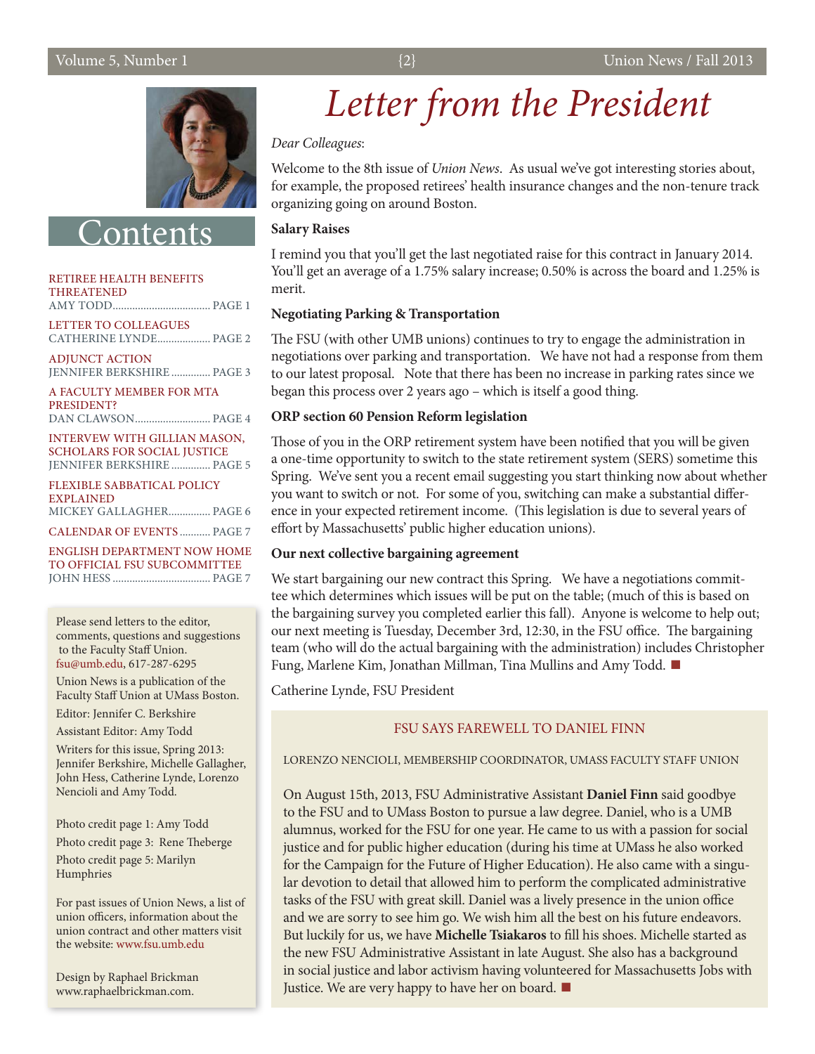# Contents

RETIREE HEALTH BENEFITS THREATENED
AMY TODD.................................. PAGE 1

LETTER TO COLLEAGUES
CATHERINE LYNDE.................. PAGE 2

ADJUNCT ACTION
JENNIFER BERKSHIRE............. PAGE 3

A FACULTY MEMBER FOR MTA PRESIDENT?
DAN CLAWSON.......................... PAGE 4

INTERVEW WITH GILLIAN MASON, SCHOLARS FOR SOCIAL JUSTICE
JENNIFER BERKSHIRE............. PAGE 5

FLEXIBLE SABBATICAL POLICY EXPLAINED
MICKEY GALLAGHER............... PAGE 6

CALENDAR OF EVENTS........... PAGE 7

ENGLISH DEPARTMENT NOW HOME TO OFFICIAL FSU SUBCOMMITTEE
JOHN HESS.................................. PAGE 7

Please send letters to the editor, comments, questions and suggestions to the Faculty Staff Union. fsu@umb.edu, 617-287-6295

Union News is a publication of the Faculty Staff Union at UMass Boston.

Editor: Jennifer C. Berkshire

Assistant Editor: Amy Todd

Writers for this issue, Spring 2013: Jennifer Berkshire, Michelle Gallagher, John Hess, Catherine Lynde, Lorenzo Nencioli and Amy Todd.

Photo credit page 1: Amy Todd

Photo credit page 3: Rene Theberge

Photo credit page 5: Marilyn Humphries

For past issues of Union News, a list of union officers, information about the union contract and other matters visit the website: www.fsu.umb.edu

Design by Raphael Brickman
www.raphaelbrickman.com.

# *Letter from the President*

*Dear Colleagues*:

Welcome to the 8th issue of *Union News*. As usual we've got interesting stories about, for example, the proposed retirees' health insurance changes and the non-tenure track organizing going on around Boston.

**Salary Raises**

I remind you that you'll get the last negotiated raise for this contract in January 2014. You'll get an average of a 1.75% salary increase; 0.50% is across the board and 1.25% is merit.

**Negotiating Parking & Transportation**

The FSU (with other UMB unions) continues to try to engage the administration in negotiations over parking and transportation. We have not had a response from them to our latest proposal. Note that there has been no increase in parking rates since we began this process over 2 years ago – which is itself a good thing.

**ORP section 60 Pension Reform legislation**

Those of you in the ORP retirement system have been notified that you will be given a one-time opportunity to switch to the state retirement system (SERS) sometime this Spring. We've sent you a recent email suggesting you start thinking now about whether you want to switch or not. For some of you, switching can make a substantial difference in your expected retirement income. (This legislation is due to several years of effort by Massachusetts' public higher education unions).

**Our next collective bargaining agreement**

We start bargaining our new contract this Spring. We have a negotiations committee which determines which issues will be put on the table; (much of this is based on the bargaining survey you completed earlier this fall). Anyone is welcome to help out; our next meeting is Tuesday, December 3rd, 12:30, in the FSU office. The bargaining team (who will do the actual bargaining with the administration) includes Christopher Fung, Marlene Kim, Jonathan Millman, Tina Mullins and Amy Todd. ■

Catherine Lynde, FSU President

## FSU SAYS FAREWELL TO DANIEL FINN

LORENZO NENCIOLI, MEMBERSHIP COORDINATOR, UMASS FACULTY STAFF UNION

On August 15th, 2013, FSU Administrative Assistant **Daniel Finn** said goodbye to the FSU and to UMass Boston to pursue a law degree. Daniel, who is a UMB alumnus, worked for the FSU for one year. He came to us with a passion for social justice and for public higher education (during his time at UMass he also worked for the Campaign for the Future of Higher Education). He also came with a singular devotion to detail that allowed him to perform the complicated administrative tasks of the FSU with great skill. Daniel was a lively presence in the union office and we are sorry to see him go. We wish him all the best on his future endeavors. But luckily for us, we have **Michelle Tsiakaros** to fill his shoes. Michelle started as the new FSU Administrative Assistant in late August. She also has a background in social justice and labor activism having volunteered for Massachusetts Jobs with Justice. We are very happy to have her on board. ■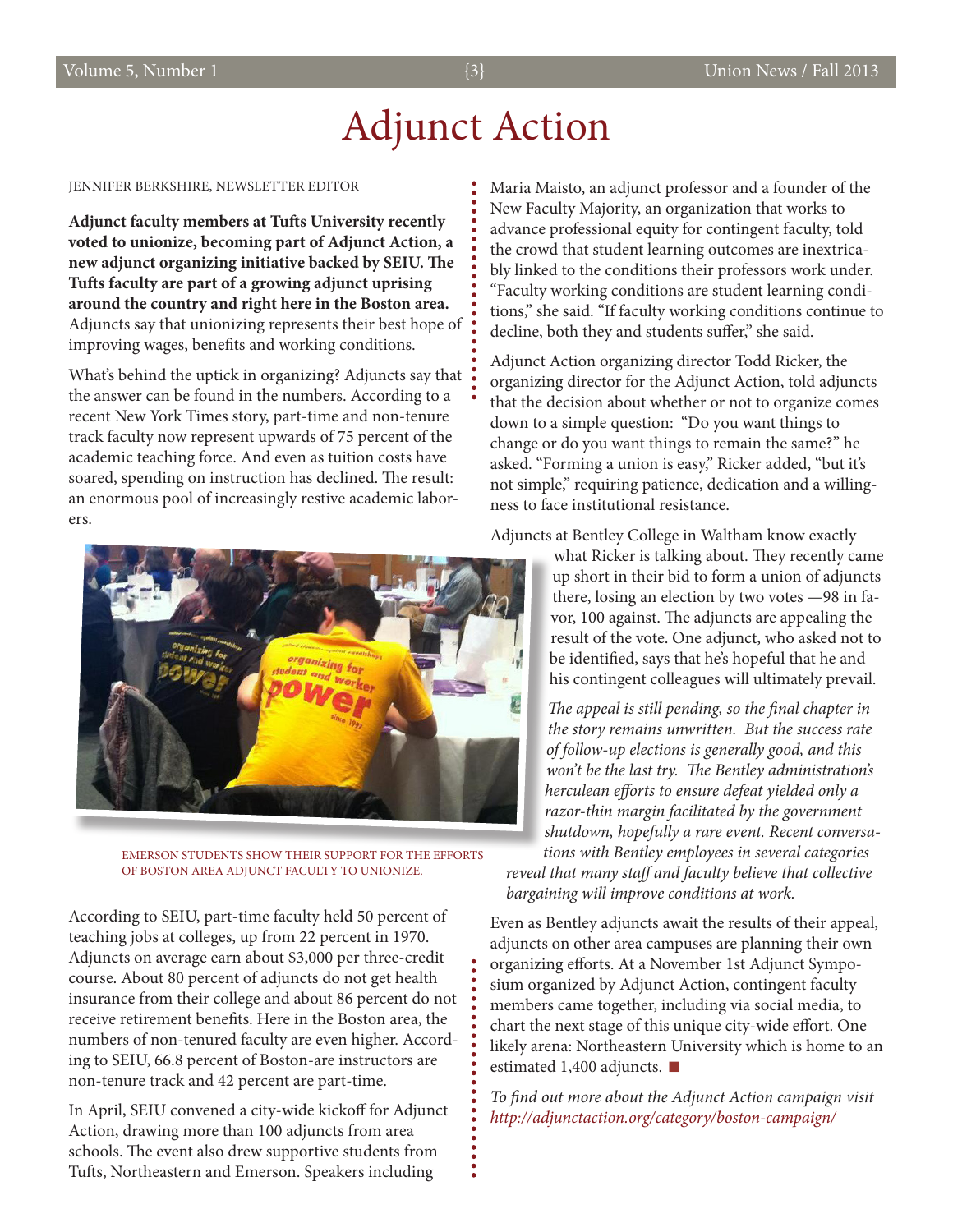# Adjunct Action

JENNIFER BERKSHIRE, NEWSLETTER EDITOR

**Adjunct faculty members at Tufts University recently voted to unionize, becoming part of Adjunct Action, a new adjunct organizing initiative backed by SEIU. The Tufts faculty are part of a growing adjunct uprising around the country and right here in the Boston area.** Adjuncts say that unionizing represents their best hope of improving wages, benefits and working conditions.

What's behind the uptick in organizing? Adjuncts say that the answer can be found in the numbers. According to a recent New York Times story, part-time and non-tenure track faculty now represent upwards of 75 percent of the academic teaching force. And even as tuition costs have soared, spending on instruction has declined. The result: an enormous pool of increasingly restive academic laborers.

EMERSON STUDENTS SHOW THEIR SUPPORT FOR THE EFFORTS OF BOSTON AREA ADJUNCT FACULTY TO UNIONIZE.

According to SEIU, part-time faculty held 50 percent of teaching jobs at colleges, up from 22 percent in 1970. Adjuncts on average earn about $3,000 per three-credit course. About 80 percent of adjuncts do not get health insurance from their college and about 86 percent do not receive retirement benefits. Here in the Boston area, the numbers of non-tenured faculty are even higher. According to SEIU, 66.8 percent of Boston-are instructors are non-tenure track and 42 percent are part-time.

In April, SEIU convened a city-wide kickoff for Adjunct Action, drawing more than 100 adjuncts from area schools. The event also drew supportive students from Tufts, Northeastern and Emerson. Speakers including Maria Maisto, an adjunct professor and a founder of the New Faculty Majority, an organization that works to advance professional equity for contingent faculty, told the crowd that student learning outcomes are inextricably linked to the conditions their professors work under. "Faculty working conditions are student learning conditions," she said. "If faculty working conditions continue to decline, both they and students suffer," she said.

Adjunct Action organizing director Todd Ricker, the organizing director for the Adjunct Action, told adjuncts that the decision about whether or not to organize comes down to a simple question: "Do you want things to change or do you want things to remain the same?" he asked. "Forming a union is easy," Ricker added, "but it's not simple," requiring patience, dedication and a willingness to face institutional resistance.

Adjuncts at Bentley College in Waltham know exactly what Ricker is talking about. They recently came up short in their bid to form a union of adjuncts there, losing an election by two votes —98 in favor, 100 against. The adjuncts are appealing the result of the vote. One adjunct, who asked not to be identified, says that he's hopeful that he and his contingent colleagues will ultimately prevail.

*The appeal is still pending, so the final chapter in the story remains unwritten. But the success rate of follow-up elections is generally good, and this won't be the last try. The Bentley administration's herculean efforts to ensure defeat yielded only a razor-thin margin facilitated by the government shutdown, hopefully a rare event. Recent conversations with Bentley employees in several categories reveal that many staff and faculty believe that collective bargaining will improve conditions at work.*

Even as Bentley adjuncts await the results of their appeal, adjuncts on other area campuses are planning their own organizing efforts. At a November 1st Adjunct Symposium organized by Adjunct Action, contingent faculty members came together, including via social media, to chart the next stage of this unique city-wide effort. One likely arena: Northeastern University which is home to an estimated 1,400 adjuncts. ■

*To find out more about the Adjunct Action campaign visit http://adjunctaction.org/category/boston-campaign/*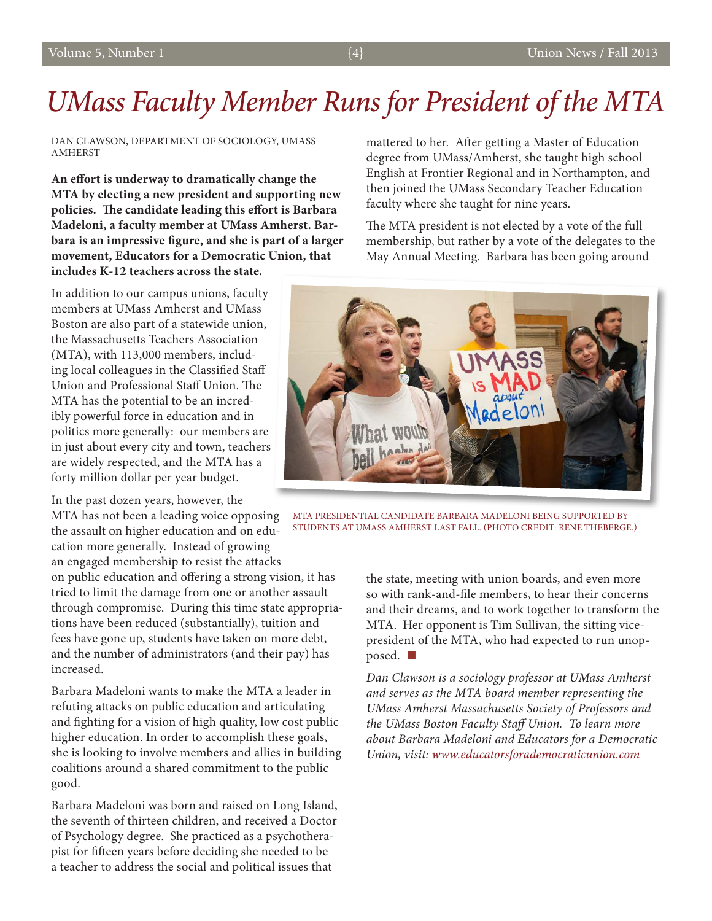# UMass Faculty Member Runs for President of the MTA

DAN CLAWSON, DEPARTMENT OF SOCIOLOGY, UMASS AMHERST

**An effort is underway to dramatically change the MTA by electing a new president and supporting new policies. The candidate leading this effort is Barbara Madeloni, a faculty member at UMass Amherst. Barbara is an impressive figure, and she is part of a larger movement, Educators for a Democratic Union, that includes K-12 teachers across the state.**

In addition to our campus unions, faculty members at UMass Amherst and UMass Boston are also part of a statewide union, the Massachusetts Teachers Association (MTA), with 113,000 members, including local colleagues in the Classified Staff Union and Professional Staff Union. The MTA has the potential to be an incredibly powerful force in education and in politics more generally: our members are in just about every city and town, teachers are widely respected, and the MTA has a forty million dollar per year budget.

In the past dozen years, however, the MTA has not been a leading voice opposing the assault on higher education and on education more generally. Instead of growing an engaged membership to resist the attacks on public education and offering a strong vision, it has tried to limit the damage from one or another assault through compromise. During this time state appropriations have been reduced (substantially), tuition and fees have gone up, students have taken on more debt, and the number of administrators (and their pay) has increased.

Barbara Madeloni wants to make the MTA a leader in refuting attacks on public education and articulating and fighting for a vision of high quality, low cost public higher education. In order to accomplish these goals, she is looking to involve members and allies in building coalitions around a shared commitment to the public good.

Barbara Madeloni was born and raised on Long Island, the seventh of thirteen children, and received a Doctor of Psychology degree. She practiced as a psychotherapist for fifteen years before deciding she needed to be a teacher to address the social and political issues that mattered to her. After getting a Master of Education degree from UMass/Amherst, she taught high school English at Frontier Regional and in Northampton, and then joined the UMass Secondary Teacher Education faculty where she taught for nine years.

The MTA president is not elected by a vote of the full membership, but rather by a vote of the delegates to the May Annual Meeting. Barbara has been going around the state, meeting with union boards, and even more so with rank-and-file members, to hear their concerns and their dreams, and to work together to transform the MTA. Her opponent is Tim Sullivan, the sitting vice-president of the MTA, who had expected to run unopposed. ■

MTA PRESIDENTIAL CANDIDATE BARBARA MADELONI BEING SUPPORTED BY STUDENTS AT UMASS AMHERST LAST FALL. (PHOTO CREDIT: RENE THEBERGE.)

*Dan Clawson is a sociology professor at UMass Amherst and serves as the MTA board member representing the UMass Amherst Massachusetts Society of Professors and the UMass Boston Faculty Staff Union. To learn more about Barbara Madeloni and Educators for a Democratic Union, visit: www.educatorsforademocraticunion.com*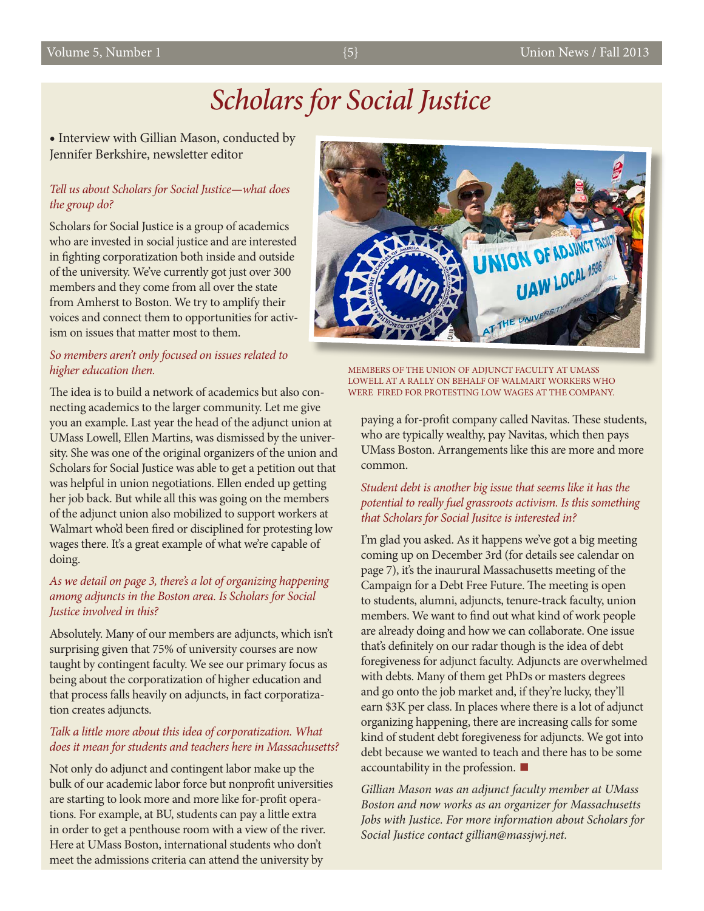# Scholars for Social Justice

• Interview with Gillian Mason, conducted by Jennifer Berkshire, newsletter editor

*Tell us about Scholars for Social Justice—what does the group do?*

Scholars for Social Justice is a group of academics who are invested in social justice and are interested in fighting corporatization both inside and outside of the university. We've currently got just over 300 members and they come from all over the state from Amherst to Boston. We try to amplify their voices and connect them to opportunities for activism on issues that matter most to them.

*So members aren't only focused on issues related to higher education then.*

The idea is to build a network of academics but also connecting academics to the larger community. Let me give you an example. Last year the head of the adjunct union at UMass Lowell, Ellen Martins, was dismissed by the university. She was one of the original organizers of the union and Scholars for Social Justice was able to get a petition out that was helpful in union negotiations. Ellen ended up getting her job back. But while all this was going on the members of the adjunct union also mobilized to support workers at Walmart who'd been fired or disciplined for protesting low wages there. It's a great example of what we're capable of doing.

*As we detail on page 3, there's a lot of organizing happening among adjuncts in the Boston area. Is Scholars for Social Justice involved in this?*

Absolutely. Many of our members are adjuncts, which isn't surprising given that 75% of university courses are now taught by contingent faculty. We see our primary focus as being about the corporatization of higher education and that process falls heavily on adjuncts, in fact corporatization creates adjuncts.

*Talk a little more about this idea of corporatization. What does it mean for students and teachers here in Massachusetts?*

Not only do adjunct and contingent labor make up the bulk of our academic labor force but nonprofit universities are starting to look more and more like for-profit operations. For example, at BU, students can pay a little extra in order to get a penthouse room with a view of the river. Here at UMass Boston, international students who don't meet the admissions criteria can attend the university by paying a for-profit company called Navitas. These students, who are typically wealthy, pay Navitas, which then pays UMass Boston. Arrangements like this are more and more common.

MEMBERS OF THE UNION OF ADJUNCT FACULTY AT UMASS LOWELL AT A RALLY ON BEHALF OF WALMART WORKERS WHO WERE FIRED FOR PROTESTING LOW WAGES AT THE COMPANY.

*Student debt is another big issue that seems like it has the potential to really fuel grassroots activism. Is this something that Scholars for Social Jusitce is interested in?*

I'm glad you asked. As it happens we've got a big meeting coming up on December 3rd (for details see calendar on page 7), it's the inaurural Massachusetts meeting of the Campaign for a Debt Free Future. The meeting is open to students, alumni, adjuncts, tenure-track faculty, union members. We want to find out what kind of work people are already doing and how we can collaborate. One issue that's definitely on our radar though is the idea of debt foregiveness for adjunct faculty. Adjuncts are overwhelmed with debts. Many of them get PhDs or masters degrees and go onto the job market and, if they're lucky, they'll earn $3K per class. In places where there is a lot of adjunct organizing happening, there are increasing calls for some kind of student debt foregiveness for adjuncts. We got into debt because we wanted to teach and there has to be some accountability in the profession. ■

*Gillian Mason was an adjunct faculty member at UMass Boston and now works as an organizer for Massachusetts Jobs with Justice. For more information about Scholars for Social Justice contact gillian@massjwj.net.*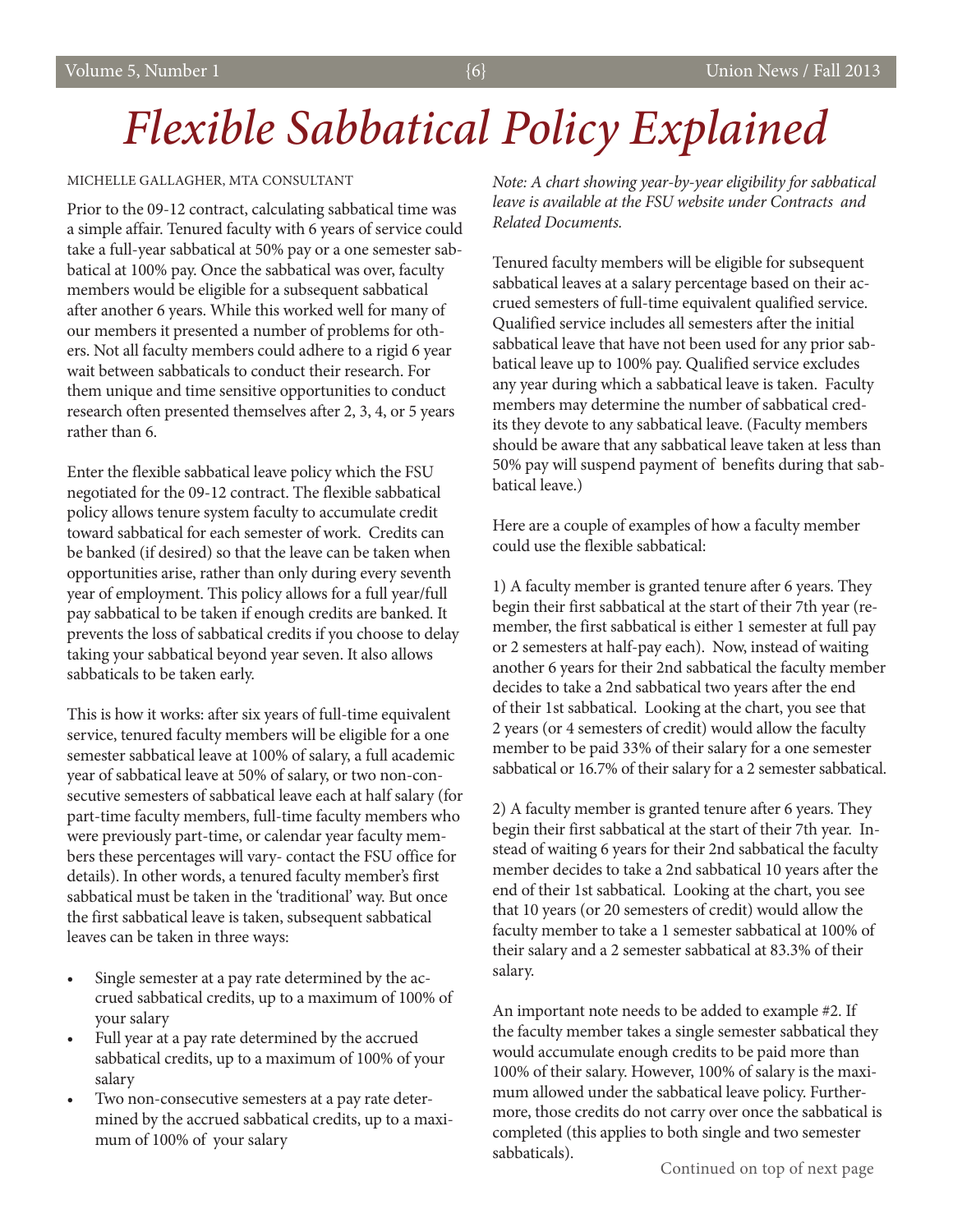# Flexible Sabbatical Policy Explained

MICHELLE GALLAGHER, MTA CONSULTANT

Prior to the 09-12 contract, calculating sabbatical time was a simple affair. Tenured faculty with 6 years of service could take a full-year sabbatical at 50% pay or a one semester sabbatical at 100% pay. Once the sabbatical was over, faculty members would be eligible for a subsequent sabbatical after another 6 years. While this worked well for many of our members it presented a number of problems for others. Not all faculty members could adhere to a rigid 6 year wait between sabbaticals to conduct their research. For them unique and time sensitive opportunities to conduct research often presented themselves after 2, 3, 4, or 5 years rather than 6.

Enter the flexible sabbatical leave policy which the FSU negotiated for the 09-12 contract. The flexible sabbatical policy allows tenure system faculty to accumulate credit toward sabbatical for each semester of work. Credits can be banked (if desired) so that the leave can be taken when opportunities arise, rather than only during every seventh year of employment. This policy allows for a full year/full pay sabbatical to be taken if enough credits are banked. It prevents the loss of sabbatical credits if you choose to delay taking your sabbatical beyond year seven. It also allows sabbaticals to be taken early.

This is how it works: after six years of full-time equivalent service, tenured faculty members will be eligible for a one semester sabbatical leave at 100% of salary, a full academic year of sabbatical leave at 50% of salary, or two non-consecutive semesters of sabbatical leave each at half salary (for part-time faculty members, full-time faculty members who were previously part-time, or calendar year faculty members these percentages will vary- contact the FSU office for details). In other words, a tenured faculty member's first sabbatical must be taken in the 'traditional' way. But once the first sabbatical leave is taken, subsequent sabbatical leaves can be taken in three ways:

- Single semester at a pay rate determined by the accrued sabbatical credits, up to a maximum of 100% of your salary
- Full year at a pay rate determined by the accrued sabbatical credits, up to a maximum of 100% of your salary
- Two non-consecutive semesters at a pay rate determined by the accrued sabbatical credits, up to a maximum of 100% of your salary

*Note: A chart showing year-by-year eligibility for sabbatical leave is available at the FSU website under Contracts and Related Documents.*

Tenured faculty members will be eligible for subsequent sabbatical leaves at a salary percentage based on their accrued semesters of full-time equivalent qualified service. Qualified service includes all semesters after the initial sabbatical leave that have not been used for any prior sabbatical leave up to 100% pay. Qualified service excludes any year during which a sabbatical leave is taken. Faculty members may determine the number of sabbatical credits they devote to any sabbatical leave. (Faculty members should be aware that any sabbatical leave taken at less than 50% pay will suspend payment of benefits during that sabbatical leave.)

Here are a couple of examples of how a faculty member could use the flexible sabbatical:

1) A faculty member is granted tenure after 6 years. They begin their first sabbatical at the start of their 7th year (remember, the first sabbatical is either 1 semester at full pay or 2 semesters at half-pay each). Now, instead of waiting another 6 years for their 2nd sabbatical the faculty member decides to take a 2nd sabbatical two years after the end of their 1st sabbatical. Looking at the chart, you see that 2 years (or 4 semesters of credit) would allow the faculty member to be paid 33% of their salary for a one semester sabbatical or 16.7% of their salary for a 2 semester sabbatical.

2) A faculty member is granted tenure after 6 years. They begin their first sabbatical at the start of their 7th year. Instead of waiting 6 years for their 2nd sabbatical the faculty member decides to take a 2nd sabbatical 10 years after the end of their 1st sabbatical. Looking at the chart, you see that 10 years (or 20 semesters of credit) would allow the faculty member to take a 1 semester sabbatical at 100% of their salary and a 2 semester sabbatical at 83.3% of their salary.

An important note needs to be added to example #2. If the faculty member takes a single semester sabbatical they would accumulate enough credits to be paid more than 100% of their salary. However, 100% of salary is the maximum allowed under the sabbatical leave policy. Furthermore, those credits do not carry over once the sabbatical is completed (this applies to both single and two semester sabbaticals).

Continued on top of next page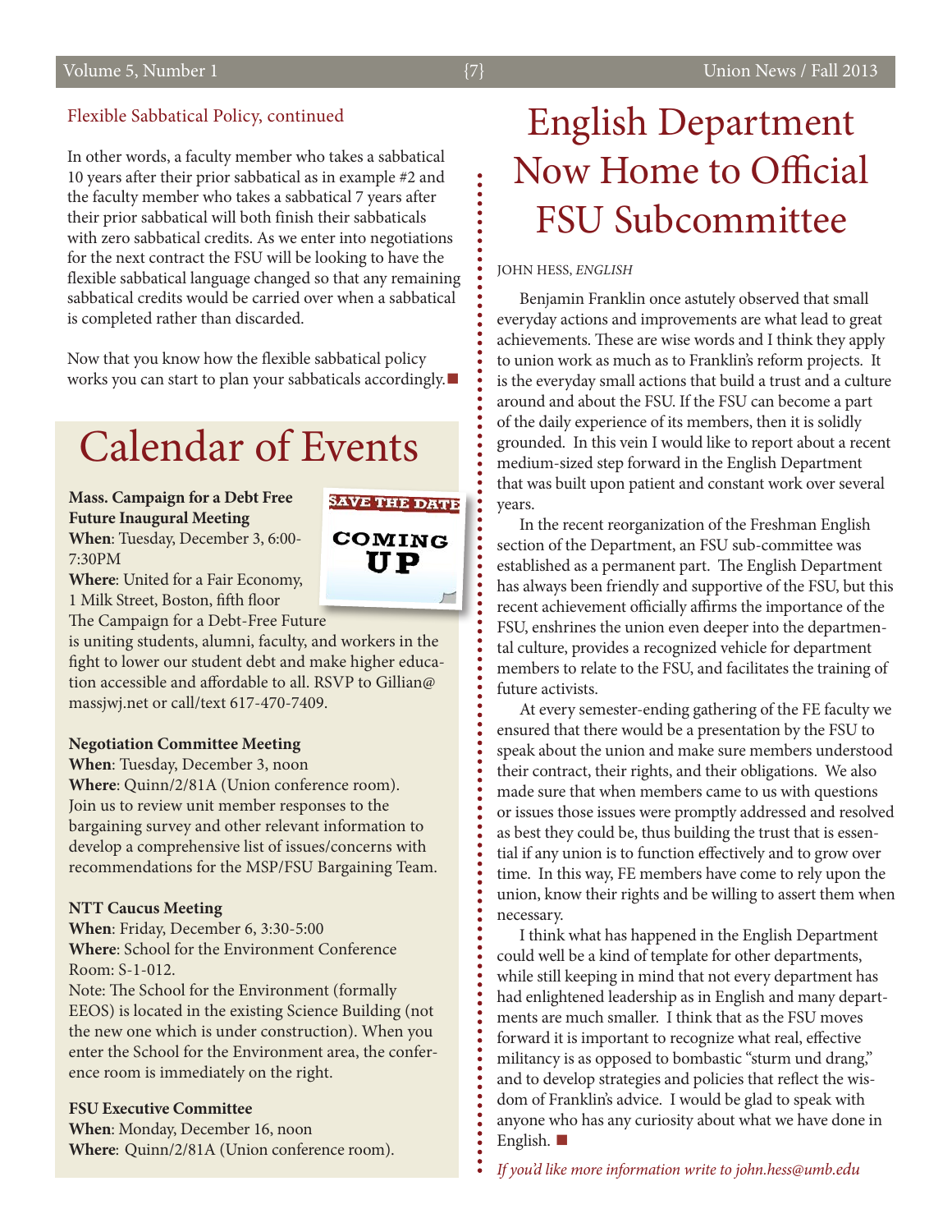Flexible Sabbatical Policy, continued

In other words, a faculty member who takes a sabbatical 10 years after their prior sabbatical as in example #2 and the faculty member who takes a sabbatical 7 years after their prior sabbatical will both finish their sabbaticals with zero sabbatical credits. As we enter into negotiations for the next contract the FSU will be looking to have the flexible sabbatical language changed so that any remaining sabbatical credits would be carried over when a sabbatical is completed rather than discarded.

Now that you know how the flexible sabbatical policy works you can start to plan your sabbaticals accordingly.■

# Calendar of Events

SAVE THE DATE

COMING UP

**Mass. Campaign for a Debt Free Future Inaugural Meeting**
**When**: Tuesday, December 3, 6:00-7:30PM
**Where**: United for a Fair Economy, 1 Milk Street, Boston, fifth floor
The Campaign for a Debt-Free Future is uniting students, alumni, faculty, and workers in the fight to lower our student debt and make higher education accessible and affordable to all. RSVP to Gillian@massjwj.net or call/text 617-470-7409.

**Negotiation Committee Meeting**
**When**: Tuesday, December 3, noon
**Where**: Quinn/2/81A (Union conference room).
Join us to review unit member responses to the bargaining survey and other relevant information to develop a comprehensive list of issues/concerns with recommendations for the MSP/FSU Bargaining Team.

**NTT Caucus Meeting**
**When**: Friday, December 6, 3:30-5:00
**Where**: School for the Environment Conference Room: S-1-012.
Note: The School for the Environment (formally EEOS) is located in the existing Science Building (not the new one which is under construction). When you enter the School for the Environment area, the conference room is immediately on the right.

**FSU Executive Committee**
**When**: Monday, December 16, noon
**Where**: Quinn/2/81A (Union conference room).

# English Department Now Home to Official FSU Subcommittee

JOHN HESS, *ENGLISH*

Benjamin Franklin once astutely observed that small everyday actions and improvements are what lead to great achievements. These are wise words and I think they apply to union work as much as to Franklin's reform projects. It is the everyday small actions that build a trust and a culture around and about the FSU. If the FSU can become a part of the daily experience of its members, then it is solidly grounded. In this vein I would like to report about a recent medium-sized step forward in the English Department that was built upon patient and constant work over several years.

In the recent reorganization of the Freshman English section of the Department, an FSU sub-committee was established as a permanent part. The English Department has always been friendly and supportive of the FSU, but this recent achievement officially affirms the importance of the FSU, enshrines the union even deeper into the departmental culture, provides a recognized vehicle for department members to relate to the FSU, and facilitates the training of future activists.

At every semester-ending gathering of the FE faculty we ensured that there would be a presentation by the FSU to speak about the union and make sure members understood their contract, their rights, and their obligations. We also made sure that when members came to us with questions or issues those issues were promptly addressed and resolved as best they could be, thus building the trust that is essential if any union is to function effectively and to grow over time. In this way, FE members have come to rely upon the union, know their rights and be willing to assert them when necessary.

I think what has happened in the English Department could well be a kind of template for other departments, while still keeping in mind that not every department has had enlightened leadership as in English and many departments are much smaller. I think that as the FSU moves forward it is important to recognize what real, effective militancy is as opposed to bombastic "sturm und drang," and to develop strategies and policies that reflect the wisdom of Franklin's advice. I would be glad to speak with anyone who has any curiosity about what we have done in English. ■

*If you'd like more information write to john.hess@umb.edu*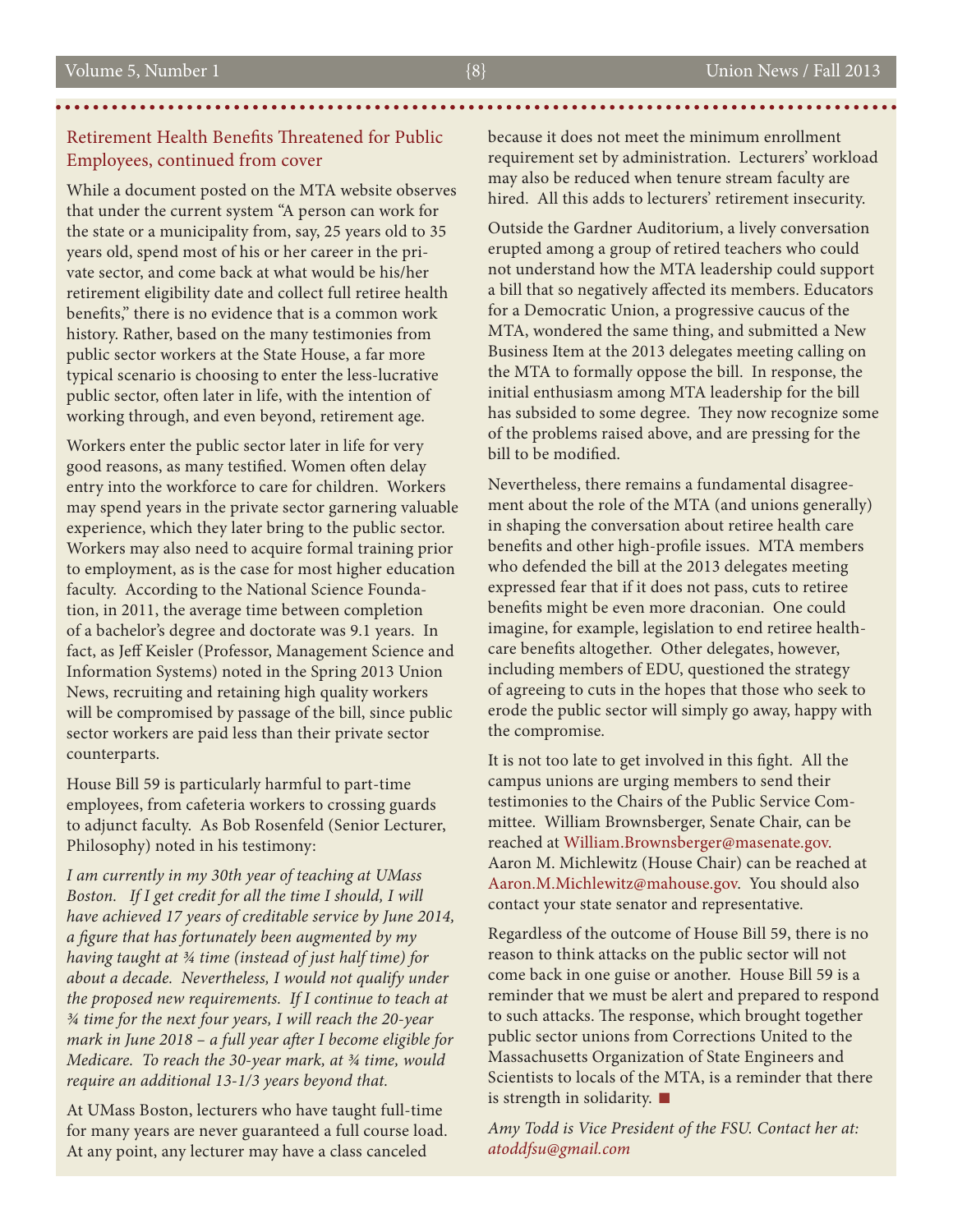## Retirement Health Benefits Threatened for Public Employees, continued from cover

While a document posted on the MTA website observes that under the current system "A person can work for the state or a municipality from, say, 25 years old to 35 years old, spend most of his or her career in the private sector, and come back at what would be his/her retirement eligibility date and collect full retiree health benefits," there is no evidence that is a common work history. Rather, based on the many testimonies from public sector workers at the State House, a far more typical scenario is choosing to enter the less-lucrative public sector, often later in life, with the intention of working through, and even beyond, retirement age.

Workers enter the public sector later in life for very good reasons, as many testified. Women often delay entry into the workforce to care for children. Workers may spend years in the private sector garnering valuable experience, which they later bring to the public sector. Workers may also need to acquire formal training prior to employment, as is the case for most higher education faculty. According to the National Science Foundation, in 2011, the average time between completion of a bachelor's degree and doctorate was 9.1 years. In fact, as Jeff Keisler (Professor, Management Science and Information Systems) noted in the Spring 2013 Union News, recruiting and retaining high quality workers will be compromised by passage of the bill, since public sector workers are paid less than their private sector counterparts.

House Bill 59 is particularly harmful to part-time employees, from cafeteria workers to crossing guards to adjunct faculty. As Bob Rosenfeld (Senior Lecturer, Philosophy) noted in his testimony:

*I am currently in my 30th year of teaching at UMass Boston. If I get credit for all the time I should, I will have achieved 17 years of creditable service by June 2014, a figure that has fortunately been augmented by my having taught at ¾ time (instead of just half time) for about a decade. Nevertheless, I would not qualify under the proposed new requirements. If I continue to teach at ¾ time for the next four years, I will reach the 20-year mark in June 2018 – a full year after I become eligible for Medicare. To reach the 30-year mark, at ¾ time, would require an additional 13-1/3 years beyond that.*

At UMass Boston, lecturers who have taught full-time for many years are never guaranteed a full course load. At any point, any lecturer may have a class canceled because it does not meet the minimum enrollment requirement set by administration. Lecturers' workload may also be reduced when tenure stream faculty are hired. All this adds to lecturers' retirement insecurity.

Outside the Gardner Auditorium, a lively conversation erupted among a group of retired teachers who could not understand how the MTA leadership could support a bill that so negatively affected its members. Educators for a Democratic Union, a progressive caucus of the MTA, wondered the same thing, and submitted a New Business Item at the 2013 delegates meeting calling on the MTA to formally oppose the bill. In response, the initial enthusiasm among MTA leadership for the bill has subsided to some degree. They now recognize some of the problems raised above, and are pressing for the bill to be modified.

Nevertheless, there remains a fundamental disagreement about the role of the MTA (and unions generally) in shaping the conversation about retiree health care benefits and other high-profile issues. MTA members who defended the bill at the 2013 delegates meeting expressed fear that if it does not pass, cuts to retiree benefits might be even more draconian. One could imagine, for example, legislation to end retiree healthcare benefits altogether. Other delegates, however, including members of EDU, questioned the strategy of agreeing to cuts in the hopes that those who seek to erode the public sector will simply go away, happy with the compromise.

It is not too late to get involved in this fight. All the campus unions are urging members to send their testimonies to the Chairs of the Public Service Committee. William Brownsberger, Senate Chair, can be reached at William.Brownsberger@masenate.gov. Aaron M. Michlewitz (House Chair) can be reached at Aaron.M.Michlewitz@mahouse.gov. You should also contact your state senator and representative.

Regardless of the outcome of House Bill 59, there is no reason to think attacks on the public sector will not come back in one guise or another. House Bill 59 is a reminder that we must be alert and prepared to respond to such attacks. The response, which brought together public sector unions from Corrections United to the Massachusetts Organization of State Engineers and Scientists to locals of the MTA, is a reminder that there is strength in solidarity. ■

*Amy Todd is Vice President of the FSU. Contact her at: atoddfsu@gmail.com*